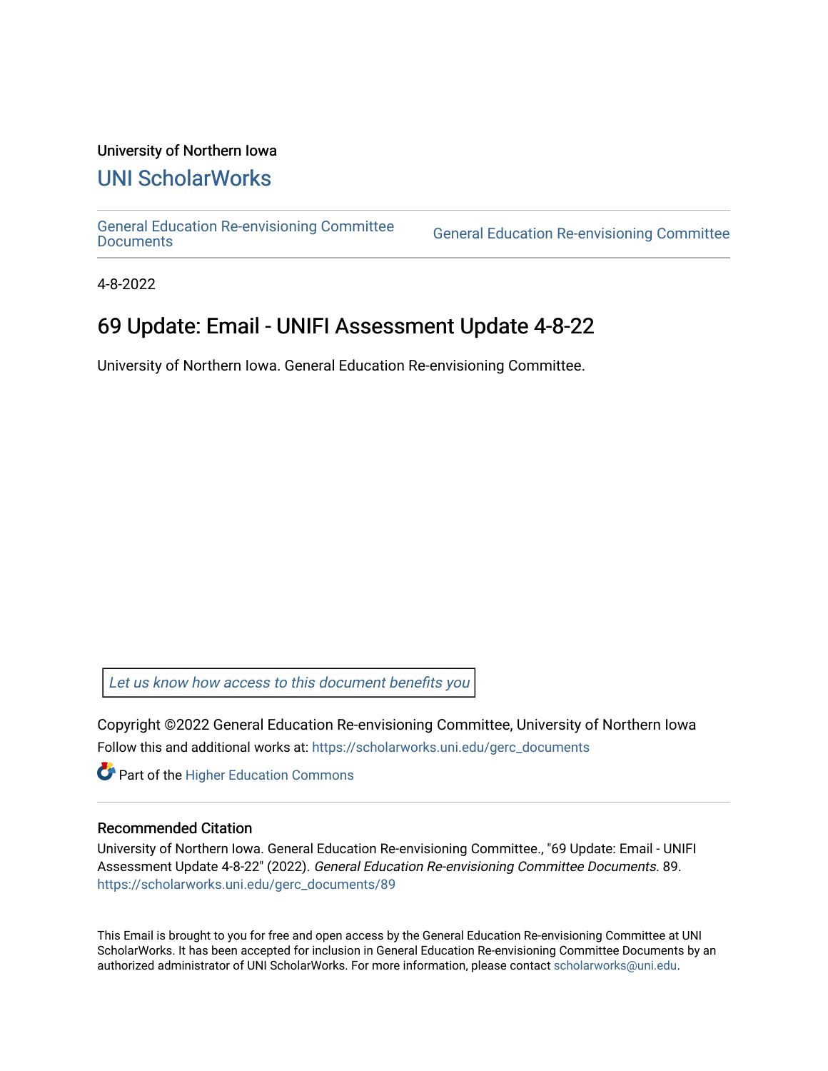University of Northern Iowa

# UNI ScholarWorks

General Education Re-envisioning Committee Documents | General Education Re-envisioning Committee

4-8-2022

## 69 Update: Email - UNIFI Assessment Update 4-8-22

University of Northern Iowa. General Education Re-envisioning Committee.

*Let us know how access to this document benefits you*

Copyright ©2022 General Education Re-envisioning Committee, University of Northern Iowa

Follow this and additional works at: https://scholarworks.uni.edu/gerc_documents

Part of the Higher Education Commons

### Recommended Citation

University of Northern Iowa. General Education Re-envisioning Committee., "69 Update: Email - UNIFI Assessment Update 4-8-22" (2022). *General Education Re-envisioning Committee Documents*. 89.
https://scholarworks.uni.edu/gerc_documents/89

This Email is brought to you for free and open access by the General Education Re-envisioning Committee at UNI ScholarWorks. It has been accepted for inclusion in General Education Re-envisioning Committee Documents by an authorized administrator of UNI ScholarWorks. For more information, please contact scholarworks@uni.edu.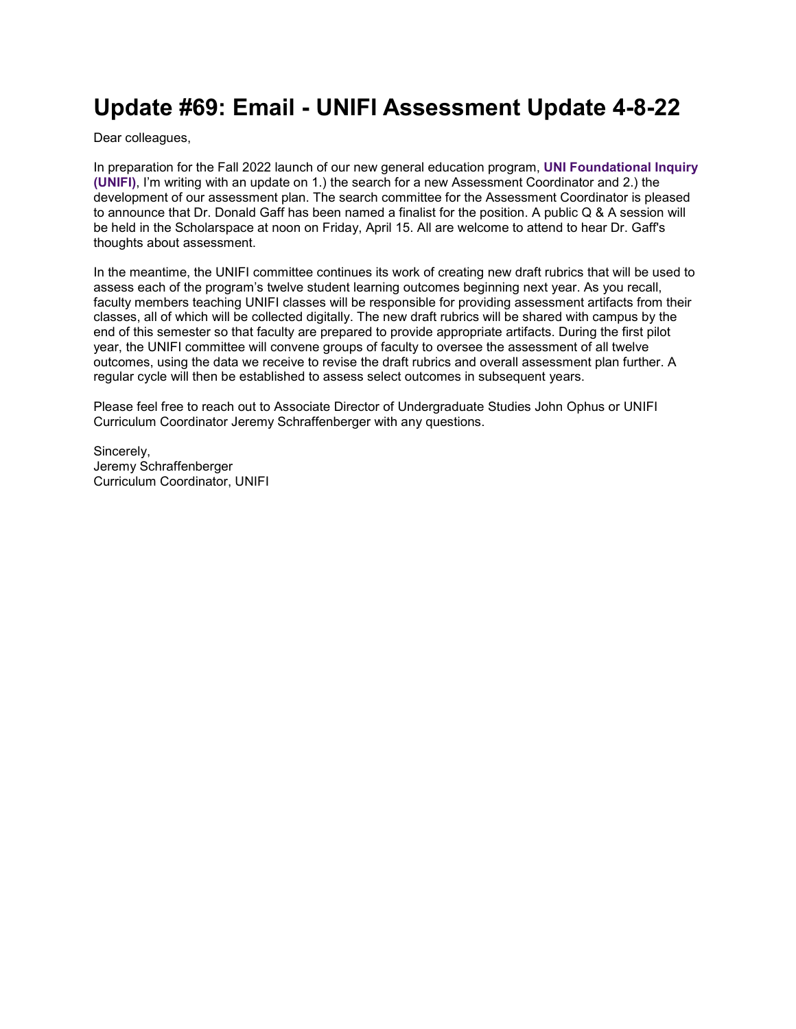# Update #69: Email - UNIFI Assessment Update 4-8-22

Dear colleagues,

In preparation for the Fall 2022 launch of our new general education program, **UNI Foundational Inquiry (UNIFI)**, I'm writing with an update on 1.) the search for a new Assessment Coordinator and 2.) the development of our assessment plan. The search committee for the Assessment Coordinator is pleased to announce that Dr. Donald Gaff has been named a finalist for the position. A public Q & A session will be held in the Scholarspace at noon on Friday, April 15. All are welcome to attend to hear Dr. Gaff's thoughts about assessment.

In the meantime, the UNIFI committee continues its work of creating new draft rubrics that will be used to assess each of the program's twelve student learning outcomes beginning next year. As you recall, faculty members teaching UNIFI classes will be responsible for providing assessment artifacts from their classes, all of which will be collected digitally. The new draft rubrics will be shared with campus by the end of this semester so that faculty are prepared to provide appropriate artifacts. During the first pilot year, the UNIFI committee will convene groups of faculty to oversee the assessment of all twelve outcomes, using the data we receive to revise the draft rubrics and overall assessment plan further. A regular cycle will then be established to assess select outcomes in subsequent years.

Please feel free to reach out to Associate Director of Undergraduate Studies John Ophus or UNIFI Curriculum Coordinator Jeremy Schraffenberger with any questions.

Sincerely,
Jeremy Schraffenberger
Curriculum Coordinator, UNIFI